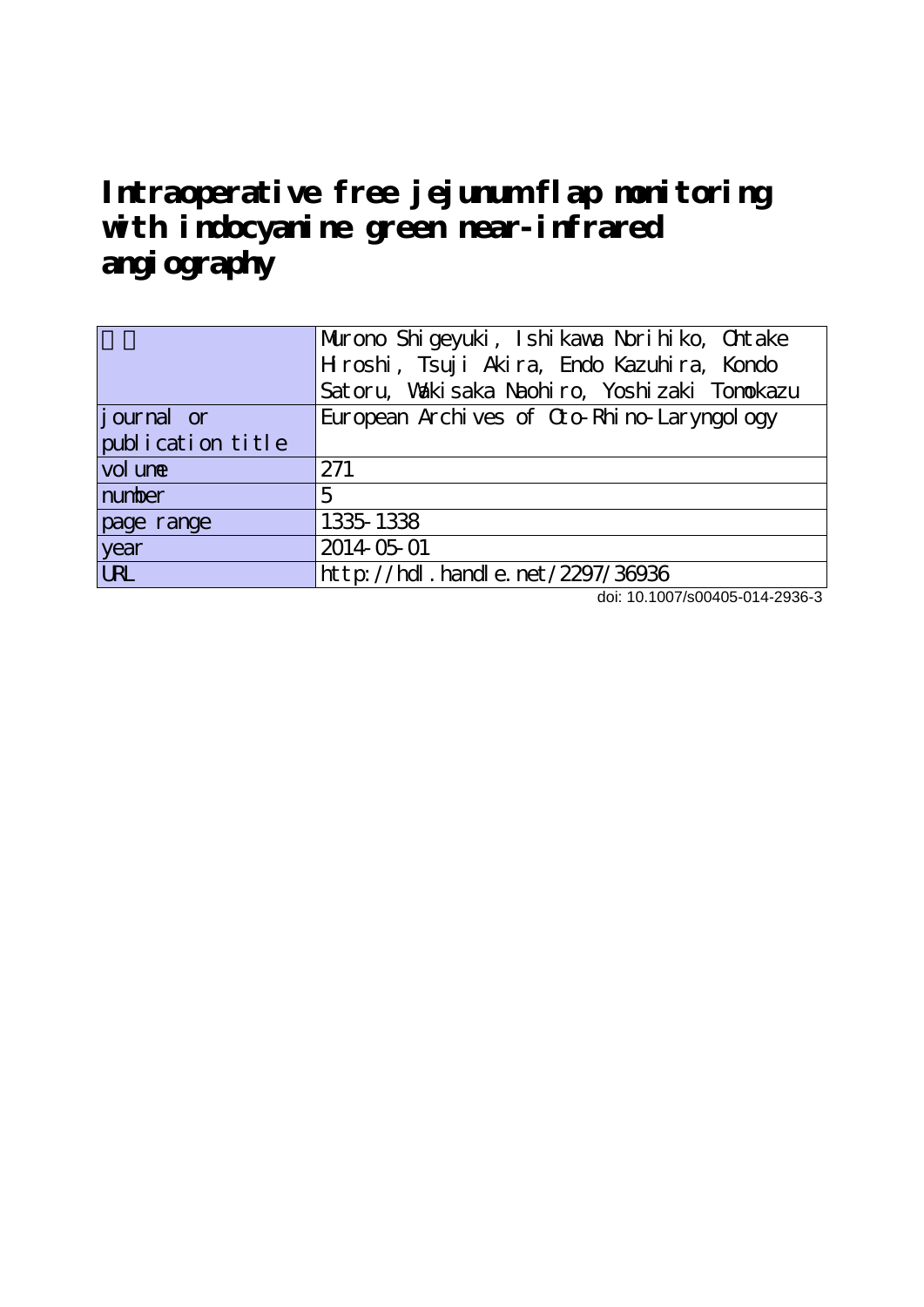# Intraoperative free jejunum flap monitoring with indocyanine green near-infrared angiography

| 著者 | Murono Shigeyuki, Ishikawa Norihiko, Ohtake Hiroshi, Tsuji Akira, Endo Kazuhira, Kondo Satoru, Wakisaka Naohiro, Yoshizaki Tomokazu |
|---|---|
| journal or publication title | European Archives of Oto-Rhino-Laryngology |
| volume | 271 |
| number | 5 |
| page range | 1335-1338 |
| year | 2014-05-01 |
| URL | http://hdl.handle.net/2297/36936 |

doi: 10.1007/s00405-014-2936-3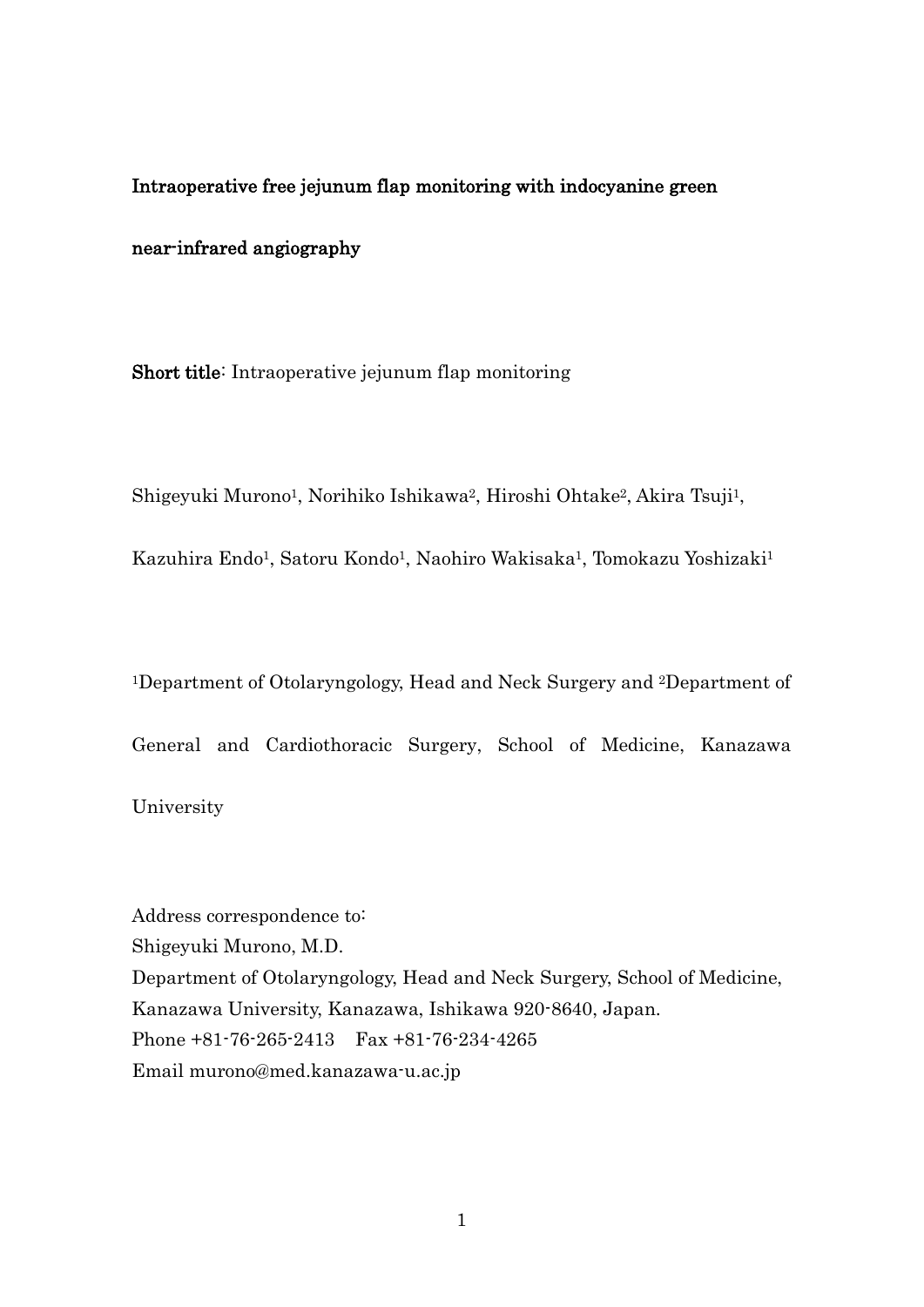**Intraoperative free jejunum flap monitoring with indocyanine green near-infrared angiography**

**Short title**: Intraoperative jejunum flap monitoring

Shigeyuki Murono[1], Norihiko Ishikawa[2], Hiroshi Ohtake[2], Akira Tsuji[1], Kazuhira Endo[1], Satoru Kondo[1], Naohiro Wakisaka[1], Tomokazu Yoshizaki[1]

[1]Department of Otolaryngology, Head and Neck Surgery and [2]Department of General and Cardiothoracic Surgery, School of Medicine, Kanazawa University

Address correspondence to:
Shigeyuki Murono, M.D.
Department of Otolaryngology, Head and Neck Surgery, School of Medicine, Kanazawa University, Kanazawa, Ishikawa 920-8640, Japan.
Phone +81-76-265-2413 Fax +81-76-234-4265
Email murono@med.kanazawa-u.ac.jp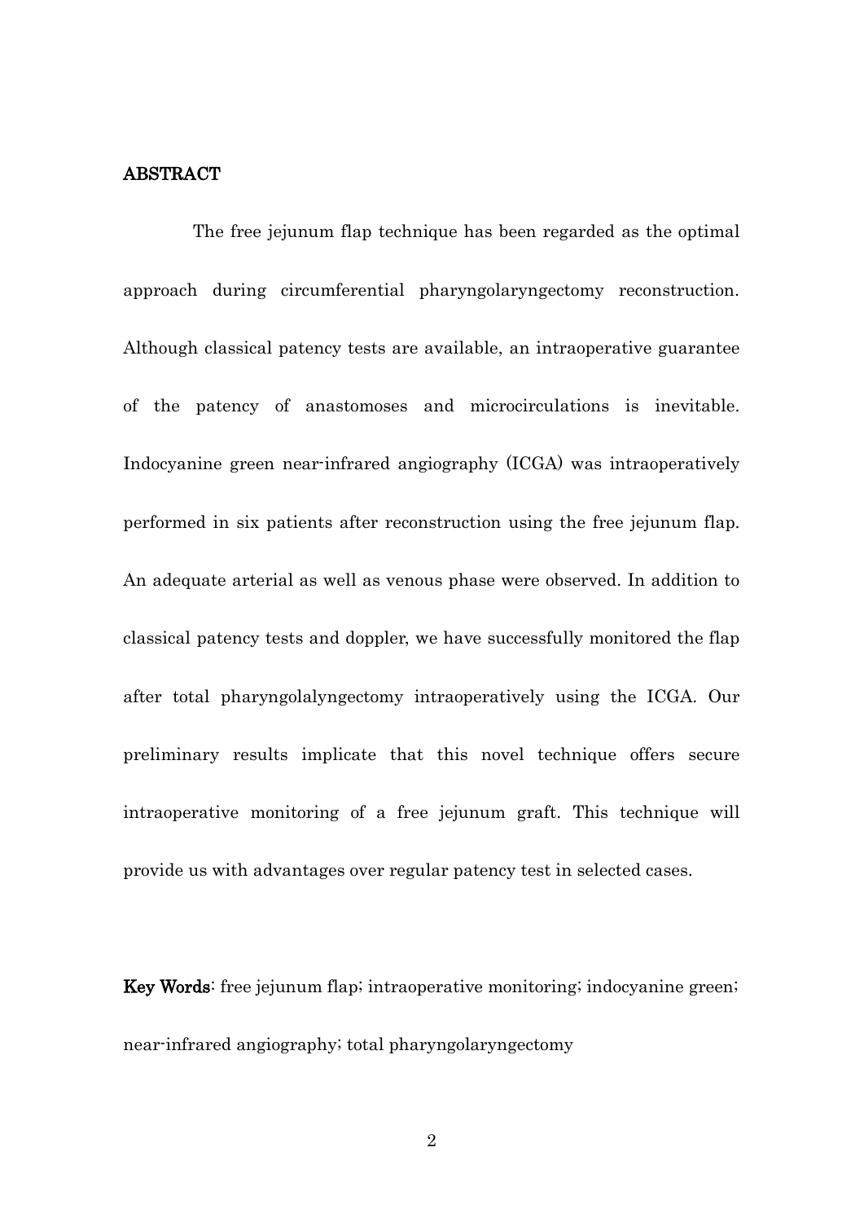## ABSTRACT

The free jejunum flap technique has been regarded as the optimal approach during circumferential pharyngolaryngectomy reconstruction. Although classical patency tests are available, an intraoperative guarantee of the patency of anastomoses and microcirculations is inevitable. Indocyanine green near-infrared angiography (ICGA) was intraoperatively performed in six patients after reconstruction using the free jejunum flap. An adequate arterial as well as venous phase were observed. In addition to classical patency tests and doppler, we have successfully monitored the flap after total pharyngolalyngectomy intraoperatively using the ICGA. Our preliminary results implicate that this novel technique offers secure intraoperative monitoring of a free jejunum graft. This technique will provide us with advantages over regular patency test in selected cases.

**Key Words**: free jejunum flap; intraoperative monitoring; indocyanine green; near-infrared angiography; total pharyngolaryngectomy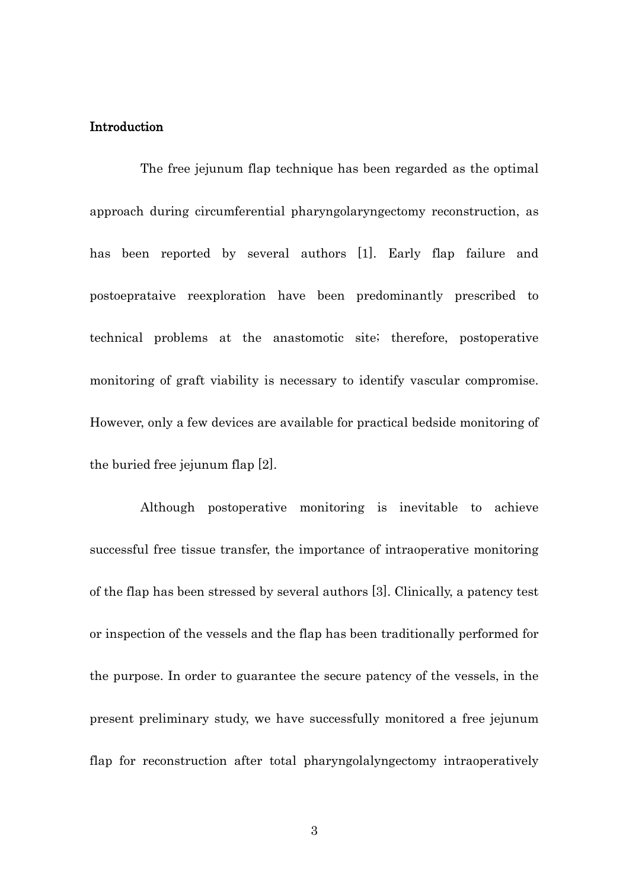## Introduction

The free jejunum flap technique has been regarded as the optimal approach during circumferential pharyngolaryngectomy reconstruction, as has been reported by several authors [1]. Early flap failure and postoeprataive reexploration have been predominantly prescribed to technical problems at the anastomotic site; therefore, postoperative monitoring of graft viability is necessary to identify vascular compromise. However, only a few devices are available for practical bedside monitoring of the buried free jejunum flap [2].

Although postoperative monitoring is inevitable to achieve successful free tissue transfer, the importance of intraoperative monitoring of the flap has been stressed by several authors [3]. Clinically, a patency test or inspection of the vessels and the flap has been traditionally performed for the purpose. In order to guarantee the secure patency of the vessels, in the present preliminary study, we have successfully monitored a free jejunum flap for reconstruction after total pharyngolalyngectomy intraoperatively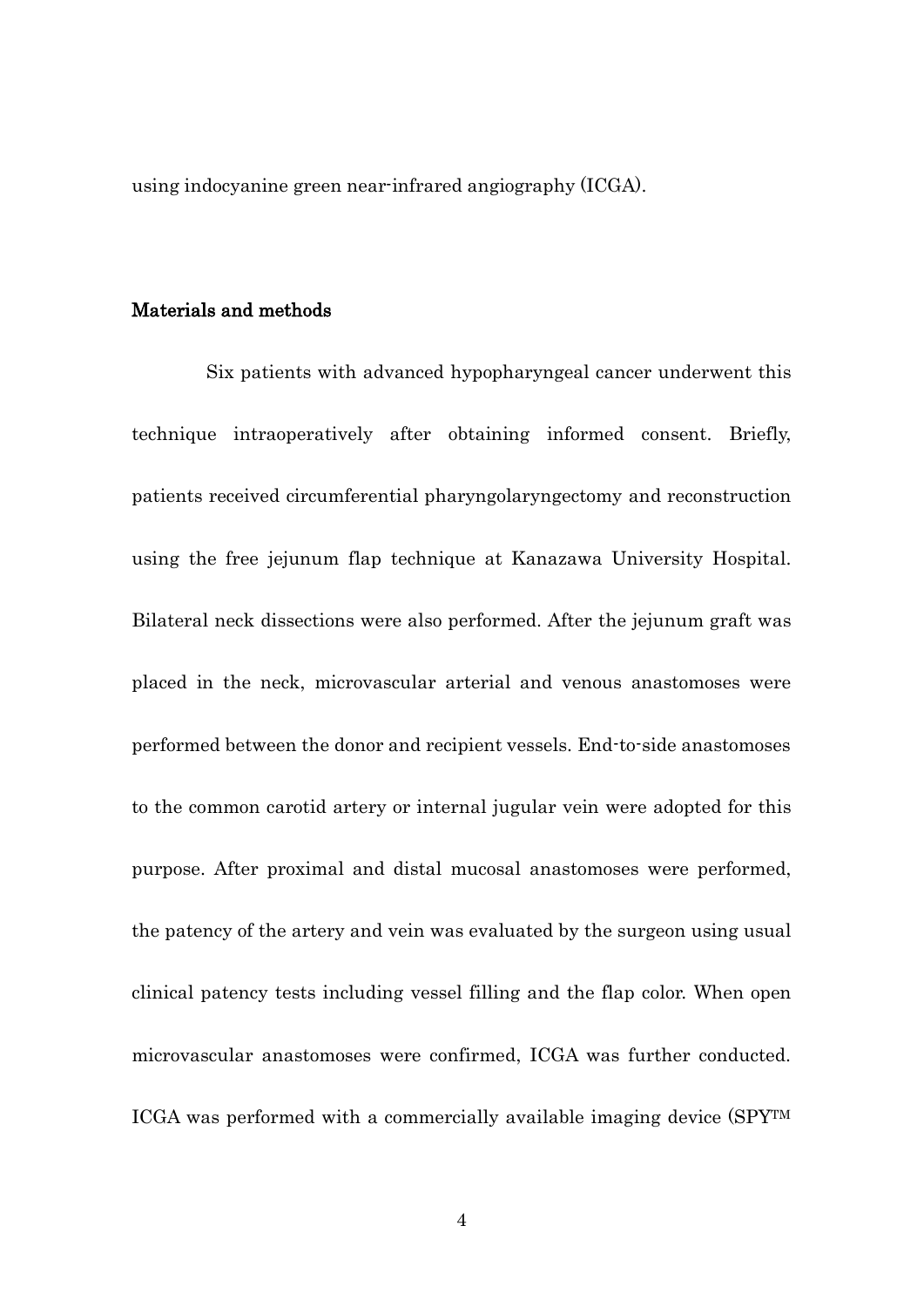using indocyanine green near-infrared angiography (ICGA).

## Materials and methods

Six patients with advanced hypopharyngeal cancer underwent this technique intraoperatively after obtaining informed consent. Briefly, patients received circumferential pharyngolaryngectomy and reconstruction using the free jejunum flap technique at Kanazawa University Hospital. Bilateral neck dissections were also performed. After the jejunum graft was placed in the neck, microvascular arterial and venous anastomoses were performed between the donor and recipient vessels. End-to-side anastomoses to the common carotid artery or internal jugular vein were adopted for this purpose. After proximal and distal mucosal anastomoses were performed, the patency of the artery and vein was evaluated by the surgeon using usual clinical patency tests including vessel filling and the flap color. When open microvascular anastomoses were confirmed, ICGA was further conducted. ICGA was performed with a commercially available imaging device (SPY™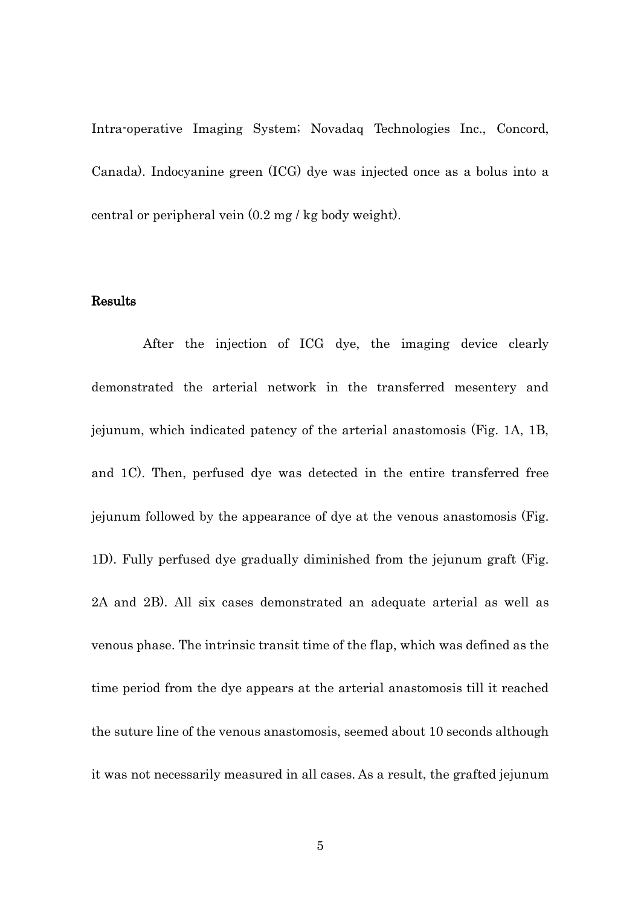Intra-operative Imaging System; Novadaq Technologies Inc., Concord, Canada). Indocyanine green (ICG) dye was injected once as a bolus into a central or peripheral vein (0.2 mg / kg body weight).

## Results

After the injection of ICG dye, the imaging device clearly demonstrated the arterial network in the transferred mesentery and jejunum, which indicated patency of the arterial anastomosis (Fig. 1A, 1B, and 1C). Then, perfused dye was detected in the entire transferred free jejunum followed by the appearance of dye at the venous anastomosis (Fig. 1D). Fully perfused dye gradually diminished from the jejunum graft (Fig. 2A and 2B). All six cases demonstrated an adequate arterial as well as venous phase. The intrinsic transit time of the flap, which was defined as the time period from the dye appears at the arterial anastomosis till it reached the suture line of the venous anastomosis, seemed about 10 seconds although it was not necessarily measured in all cases. As a result, the grafted jejunum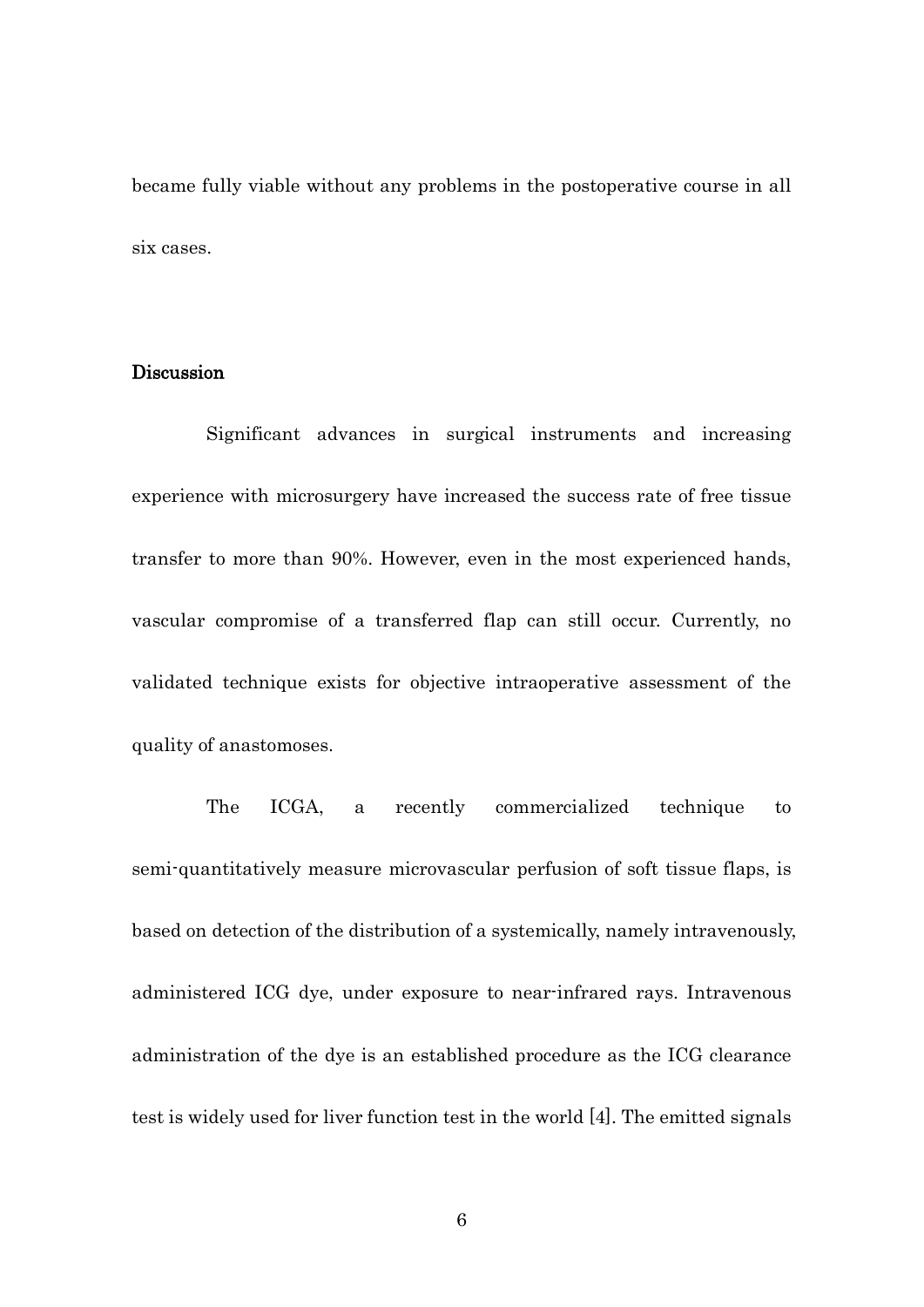became fully viable without any problems in the postoperative course in all six cases.

## Discussion

Significant advances in surgical instruments and increasing experience with microsurgery have increased the success rate of free tissue transfer to more than 90%. However, even in the most experienced hands, vascular compromise of a transferred flap can still occur. Currently, no validated technique exists for objective intraoperative assessment of the quality of anastomoses.

The ICGA, a recently commercialized technique to semi-quantitatively measure microvascular perfusion of soft tissue flaps, is based on detection of the distribution of a systemically, namely intravenously, administered ICG dye, under exposure to near-infrared rays. Intravenous administration of the dye is an established procedure as the ICG clearance test is widely used for liver function test in the world [4]. The emitted signals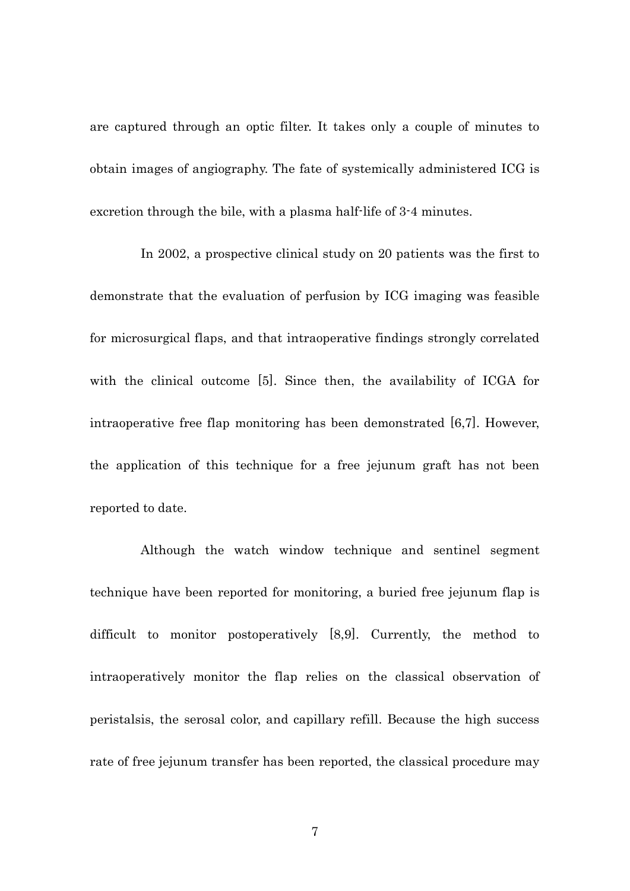are captured through an optic filter. It takes only a couple of minutes to obtain images of angiography. The fate of systemically administered ICG is excretion through the bile, with a plasma half-life of 3-4 minutes.

In 2002, a prospective clinical study on 20 patients was the first to demonstrate that the evaluation of perfusion by ICG imaging was feasible for microsurgical flaps, and that intraoperative findings strongly correlated with the clinical outcome [5]. Since then, the availability of ICGA for intraoperative free flap monitoring has been demonstrated [6,7]. However, the application of this technique for a free jejunum graft has not been reported to date.

Although the watch window technique and sentinel segment technique have been reported for monitoring, a buried free jejunum flap is difficult to monitor postoperatively [8,9]. Currently, the method to intraoperatively monitor the flap relies on the classical observation of peristalsis, the serosal color, and capillary refill. Because the high success rate of free jejunum transfer has been reported, the classical procedure may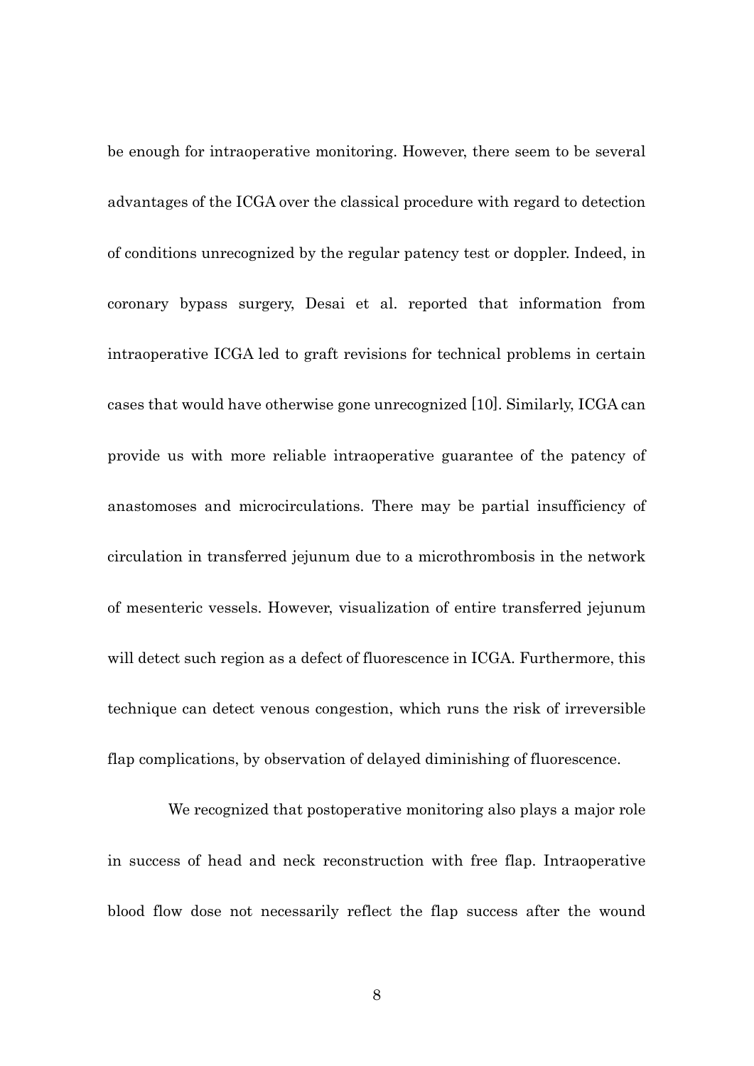be enough for intraoperative monitoring. However, there seem to be several advantages of the ICGA over the classical procedure with regard to detection of conditions unrecognized by the regular patency test or doppler. Indeed, in coronary bypass surgery, Desai et al. reported that information from intraoperative ICGA led to graft revisions for technical problems in certain cases that would have otherwise gone unrecognized [10]. Similarly, ICGA can provide us with more reliable intraoperative guarantee of the patency of anastomoses and microcirculations. There may be partial insufficiency of circulation in transferred jejunum due to a microthrombosis in the network of mesenteric vessels. However, visualization of entire transferred jejunum will detect such region as a defect of fluorescence in ICGA. Furthermore, this technique can detect venous congestion, which runs the risk of irreversible flap complications, by observation of delayed diminishing of fluorescence.

We recognized that postoperative monitoring also plays a major role in success of head and neck reconstruction with free flap. Intraoperative blood flow dose not necessarily reflect the flap success after the wound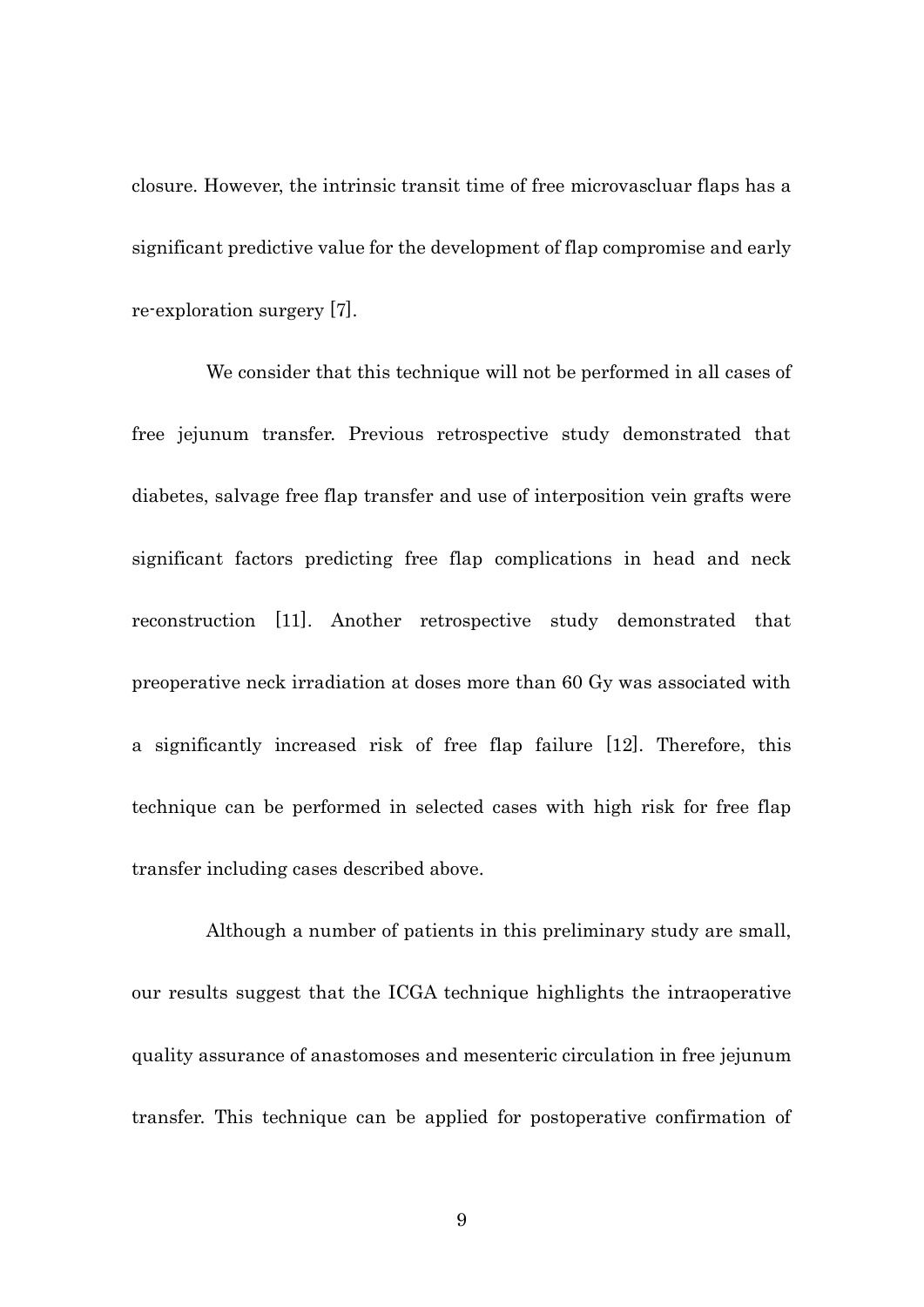closure. However, the intrinsic transit time of free microvascluar flaps has a significant predictive value for the development of flap compromise and early re-exploration surgery [7].

We consider that this technique will not be performed in all cases of free jejunum transfer. Previous retrospective study demonstrated that diabetes, salvage free flap transfer and use of interposition vein grafts were significant factors predicting free flap complications in head and neck reconstruction [11]. Another retrospective study demonstrated that preoperative neck irradiation at doses more than 60 Gy was associated with a significantly increased risk of free flap failure [12]. Therefore, this technique can be performed in selected cases with high risk for free flap transfer including cases described above.

Although a number of patients in this preliminary study are small, our results suggest that the ICGA technique highlights the intraoperative quality assurance of anastomoses and mesenteric circulation in free jejunum transfer. This technique can be applied for postoperative confirmation of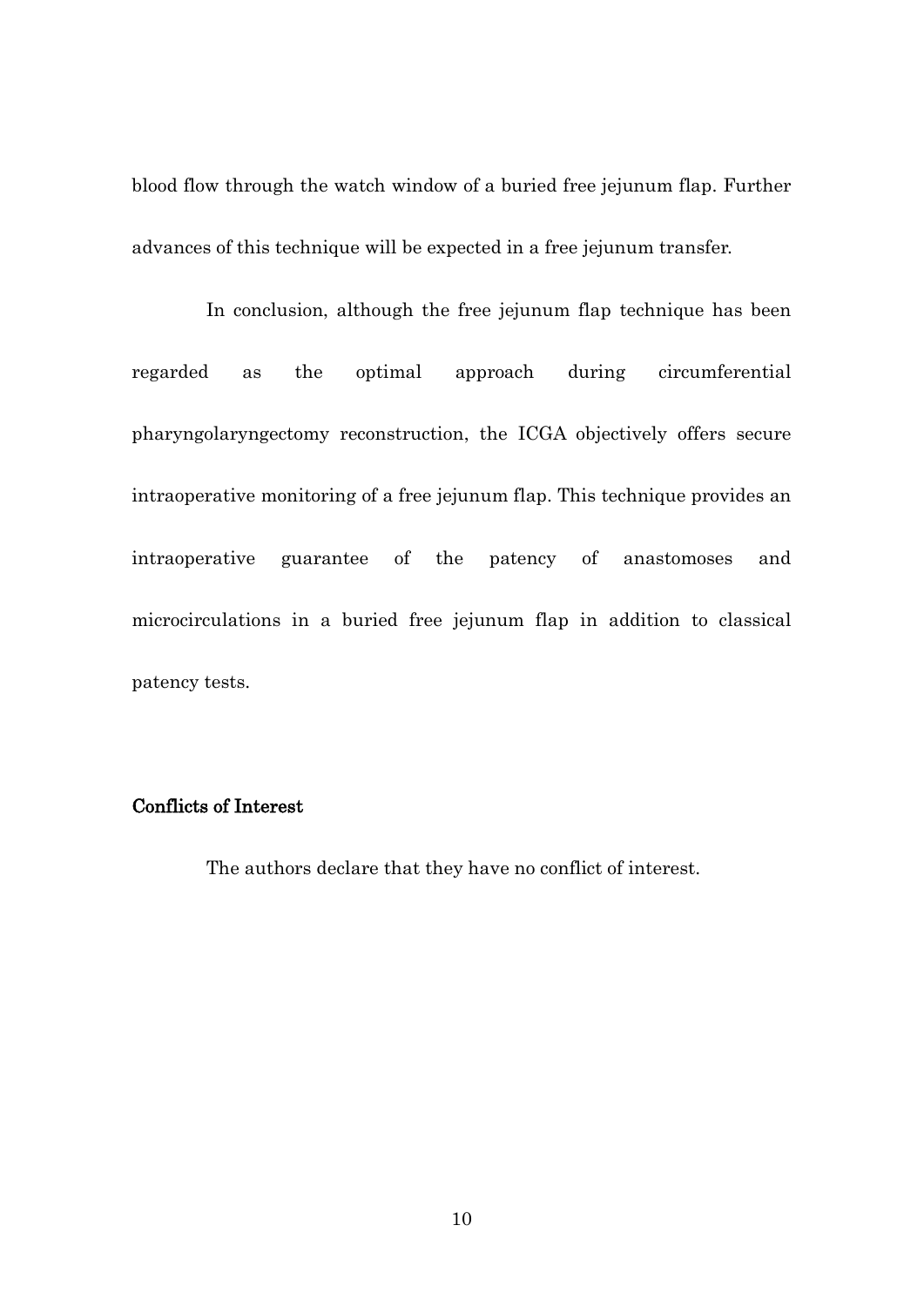blood flow through the watch window of a buried free jejunum flap. Further advances of this technique will be expected in a free jejunum transfer.

In conclusion, although the free jejunum flap technique has been regarded as the optimal approach during circumferential pharyngolaryngectomy reconstruction, the ICGA objectively offers secure intraoperative monitoring of a free jejunum flap. This technique provides an intraoperative guarantee of the patency of anastomoses and microcirculations in a buried free jejunum flap in addition to classical patency tests.

## Conflicts of Interest

The authors declare that they have no conflict of interest.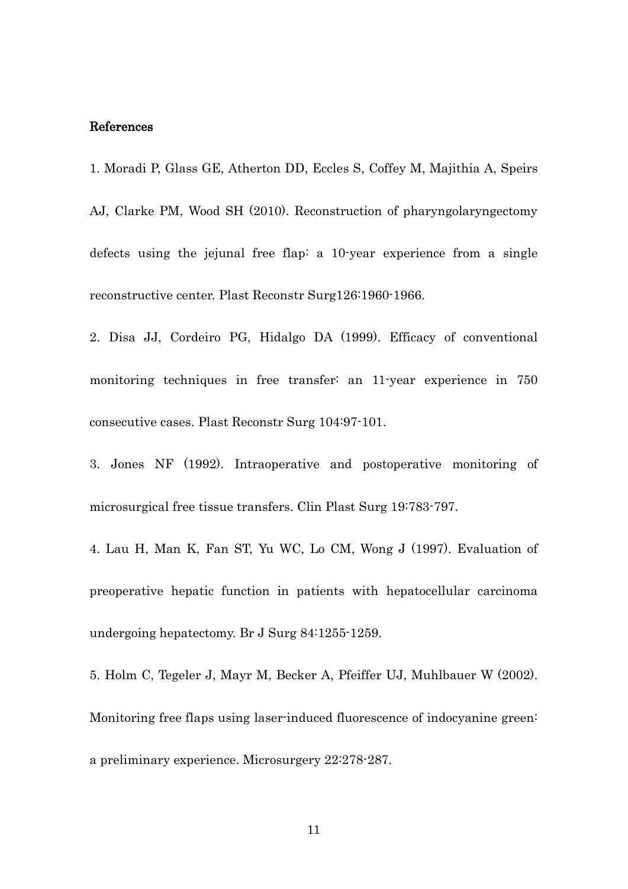## References

1. Moradi P, Glass GE, Atherton DD, Eccles S, Coffey M, Majithia A, Speirs AJ, Clarke PM, Wood SH (2010). Reconstruction of pharyngolaryngectomy defects using the jejunal free flap: a 10-year experience from a single reconstructive center. Plast Reconstr Surg126:1960-1966.

2. Disa JJ, Cordeiro PG, Hidalgo DA (1999). Efficacy of conventional monitoring techniques in free transfer: an 11-year experience in 750 consecutive cases. Plast Reconstr Surg 104:97-101.

3. Jones NF (1992). Intraoperative and postoperative monitoring of microsurgical free tissue transfers. Clin Plast Surg 19:783-797.

4. Lau H, Man K, Fan ST, Yu WC, Lo CM, Wong J (1997). Evaluation of preoperative hepatic function in patients with hepatocellular carcinoma undergoing hepatectomy. Br J Surg 84:1255-1259.

5. Holm C, Tegeler J, Mayr M, Becker A, Pfeiffer UJ, Muhlbauer W (2002). Monitoring free flaps using laser-induced fluorescence of indocyanine green: a preliminary experience. Microsurgery 22:278-287.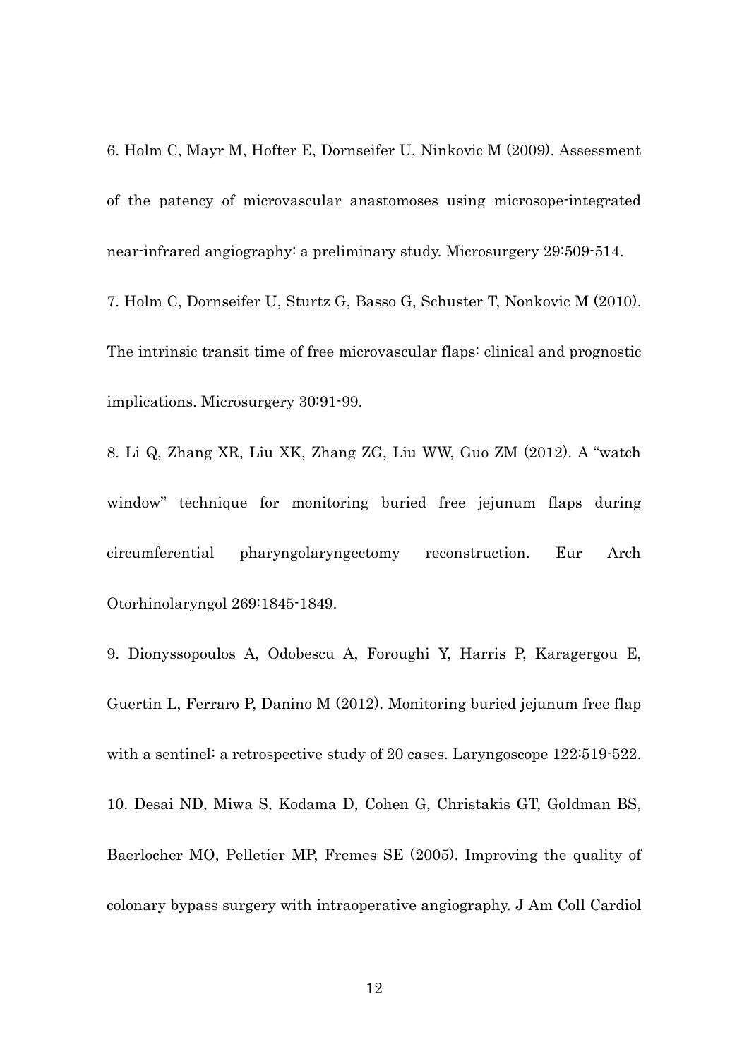6. Holm C, Mayr M, Hofter E, Dornseifer U, Ninkovic M (2009). Assessment of the patency of microvascular anastomoses using microsope-integrated near-infrared angiography: a preliminary study. Microsurgery 29:509-514.

7. Holm C, Dornseifer U, Sturtz G, Basso G, Schuster T, Nonkovic M (2010). The intrinsic transit time of free microvascular flaps: clinical and prognostic implications. Microsurgery 30:91-99.

8. Li Q, Zhang XR, Liu XK, Zhang ZG, Liu WW, Guo ZM (2012). A "watch window" technique for monitoring buried free jejunum flaps during circumferential pharyngolaryngectomy reconstruction. Eur Arch Otorhinolaryngol 269:1845-1849.

9. Dionyssopoulos A, Odobescu A, Foroughi Y, Harris P, Karagergou E, Guertin L, Ferraro P, Danino M (2012). Monitoring buried jejunum free flap with a sentinel: a retrospective study of 20 cases. Laryngoscope 122:519-522.

10. Desai ND, Miwa S, Kodama D, Cohen G, Christakis GT, Goldman BS, Baerlocher MO, Pelletier MP, Fremes SE (2005). Improving the quality of colonary bypass surgery with intraoperative angiography. J Am Coll Cardiol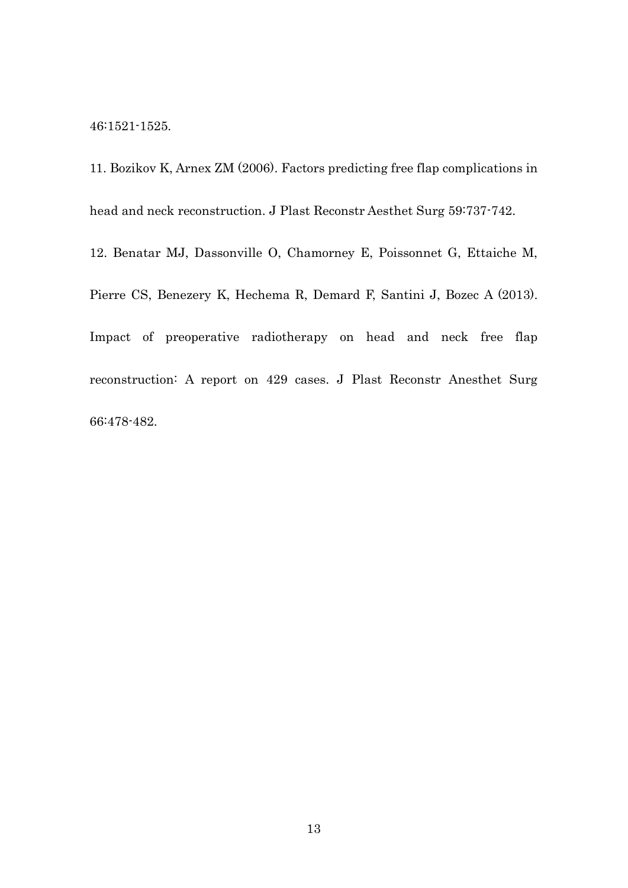46:1521-1525.

11. Bozikov K, Arnex ZM (2006). Factors predicting free flap complications in head and neck reconstruction. J Plast Reconstr Aesthet Surg 59:737-742.

12. Benatar MJ, Dassonville O, Chamorney E, Poissonnet G, Ettaiche M, Pierre CS, Benezery K, Hechema R, Demard F, Santini J, Bozec A (2013). Impact of preoperative radiotherapy on head and neck free flap reconstruction: A report on 429 cases. J Plast Reconstr Anesthet Surg 66:478-482.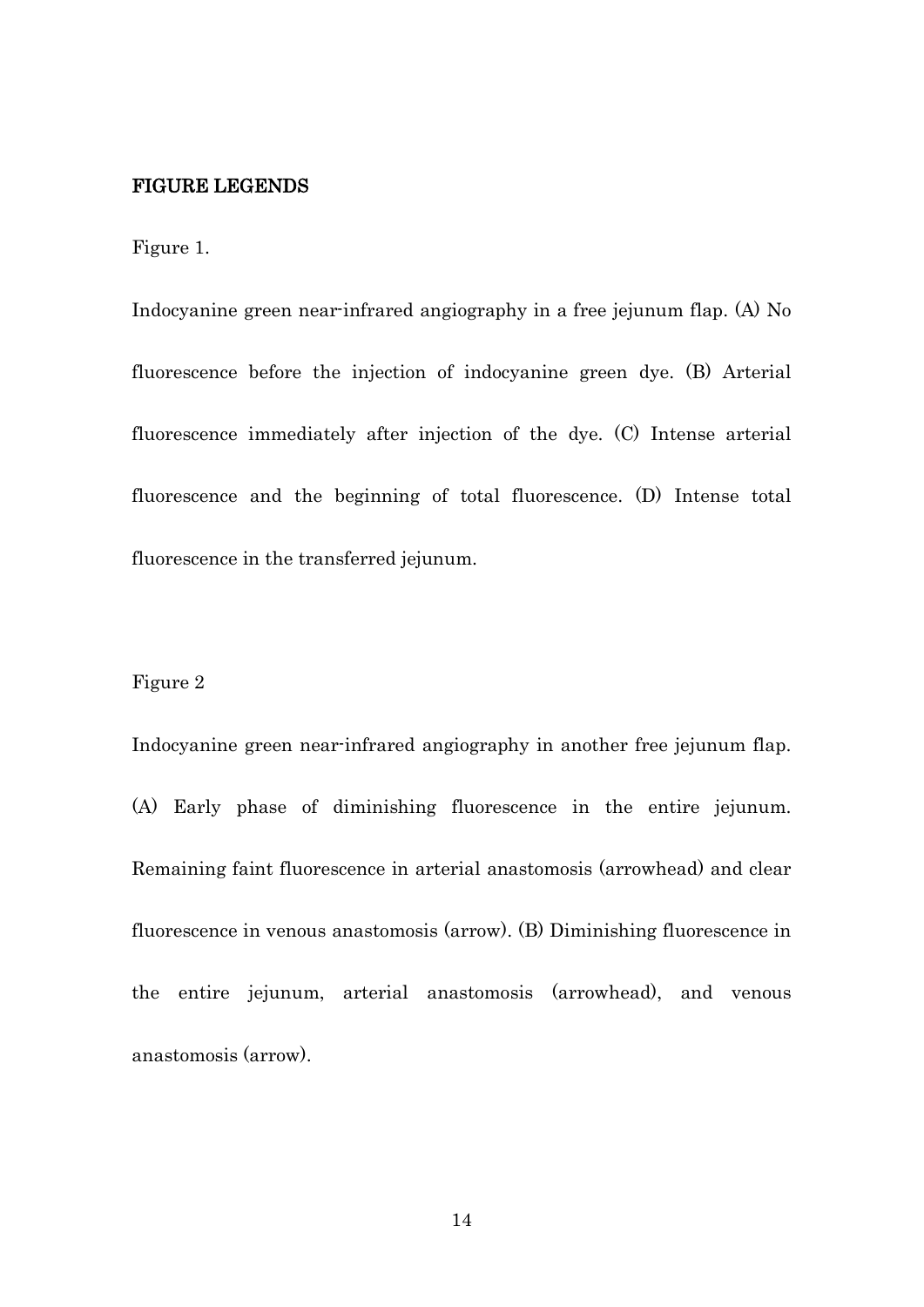## FIGURE LEGENDS

Figure 1.

Indocyanine green near-infrared angiography in a free jejunum flap. (A) No fluorescence before the injection of indocyanine green dye. (B) Arterial fluorescence immediately after injection of the dye. (C) Intense arterial fluorescence and the beginning of total fluorescence. (D) Intense total fluorescence in the transferred jejunum.

Figure 2

Indocyanine green near-infrared angiography in another free jejunum flap. (A) Early phase of diminishing fluorescence in the entire jejunum. Remaining faint fluorescence in arterial anastomosis (arrowhead) and clear fluorescence in venous anastomosis (arrow). (B) Diminishing fluorescence in the entire jejunum, arterial anastomosis (arrowhead), and venous anastomosis (arrow).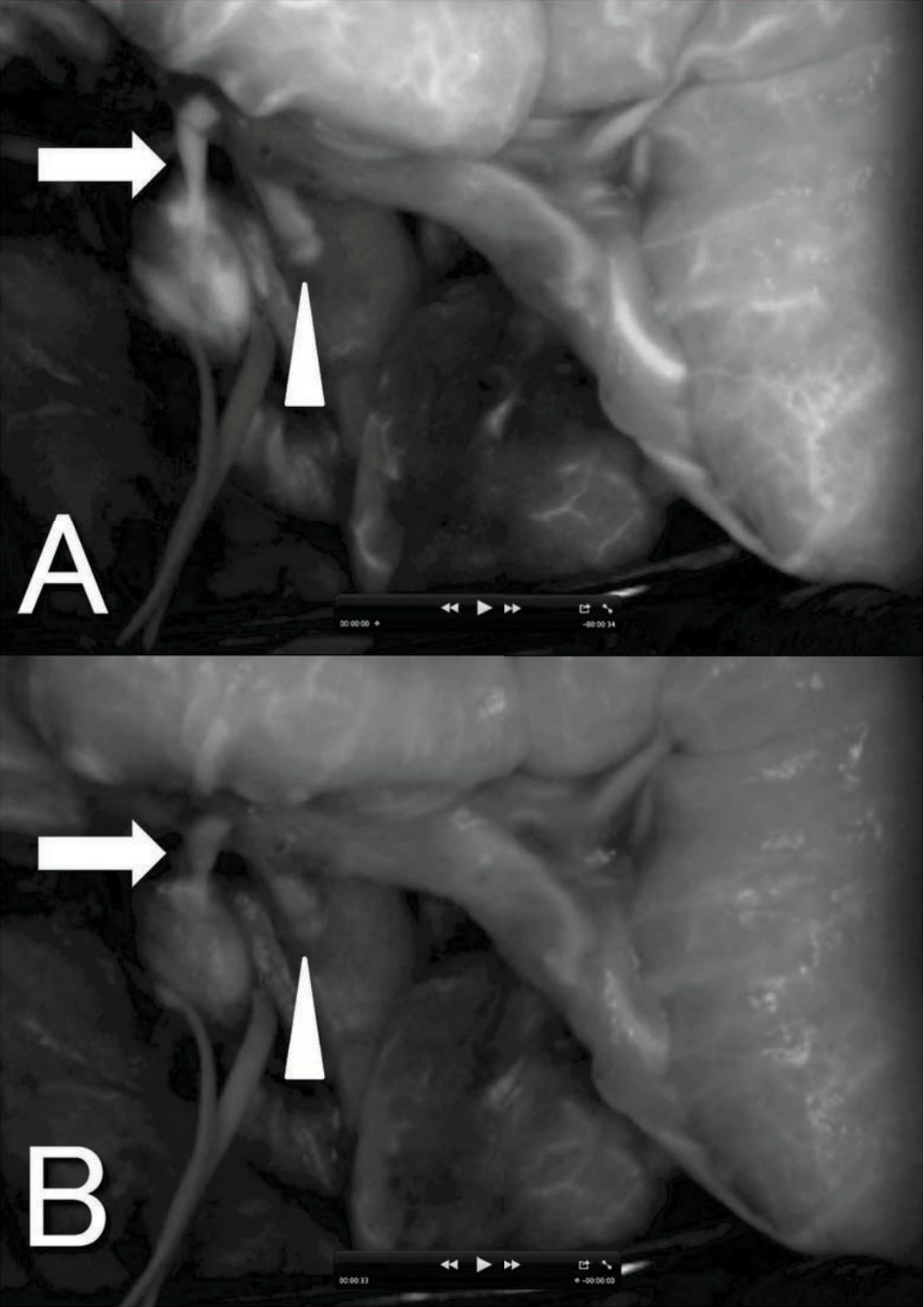A

B